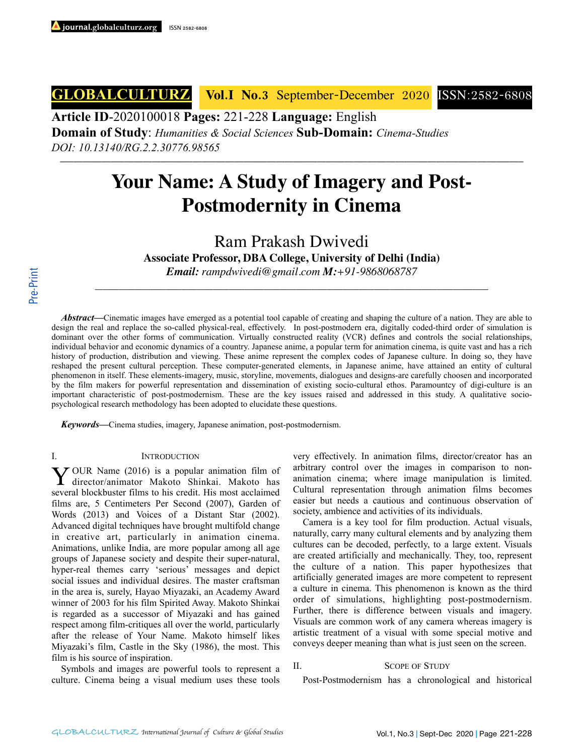**GLOBALCULTURZ** **Vol.I No.3** September-December 2020 ISSN:2582-6808

**Article ID**-2020100018 **Pages:** 221-228 **Language:** English
**Domain of Study**: *Humanities & Social Sciences* **Sub-Domain:** *Cinema-Studies*
*DOI: 10.13140/RG.2.2.30776.98565*

# Your Name: A Study of Imagery and Post-Postmodernity in Cinema

Ram Prakash Dwivedi
**Associate Professor, DBA College, University of Delhi (India)**
***Email:*** *rampdwivedi@gmail.com* ***M:****+91-9868068787*

***Abstract*****—**Cinematic images have emerged as a potential tool capable of creating and shaping the culture of a nation. They are able to design the real and replace the so-called physical-real, effectively. In post-postmodern era, digitally coded-third order of simulation is dominant over the other forms of communication. Virtually constructed reality (VCR) defines and controls the social relationships, individual behavior and economic dynamics of a country. Japanese anime, a popular term for animation cinema, is quite vast and has a rich history of production, distribution and viewing. These anime represent the complex codes of Japanese culture. In doing so, they have reshaped the present cultural perception. These computer-generated elements, in Japanese anime, have attained an entity of cultural phenomenon in itself. These elements-imagery, music, storyline, movements, dialogues and designs-are carefully choosen and incorporated by the film makers for powerful representation and dissemination of existing socio-cultural ethos. Paramountcy of digi-culture is an important characteristic of post-postmodernism. These are the key issues raised and addressed in this study. A qualitative socio-psychological research methodology has been adopted to elucidate these questions.

***Keywords*****—**Cinema studies, imagery, Japanese animation, post-postmodernism.

## I. Introduction

YOUR Name (2016) is a popular animation film of director/animator Makoto Shinkai. Makoto has several blockbuster films to his credit. His most acclaimed films are, 5 Centimeters Per Second (2007), Garden of Words (2013) and Voices of a Distant Star (2002). Advanced digital techniques have brought multifold change in creative art, particularly in animation cinema. Animations, unlike India, are more popular among all age groups of Japanese society and despite their super-natural, hyper-real themes carry 'serious' messages and depict social issues and individual desires. The master craftsman in the area is, surely, Hayao Miyazaki, an Academy Award winner of 2003 for his film Spirited Away. Makoto Shinkai is regarded as a successor of Miyazaki and has gained respect among film-critiques all over the world, particularly after the release of Your Name. Makoto himself likes Miyazaki's film, Castle in the Sky (1986), the most. This film is his source of inspiration.

Symbols and images are powerful tools to represent a culture. Cinema being a visual medium uses these tools very effectively. In animation films, director/creator has an arbitrary control over the images in comparison to non-animation cinema; where image manipulation is limited. Cultural representation through animation films becomes easier but needs a cautious and continuous observation of society, ambience and activities of its individuals.

Camera is a key tool for film production. Actual visuals, naturally, carry many cultural elements and by analyzing them cultures can be decoded, perfectly, to a large extent. Visuals are created artificially and mechanically. They, too, represent the culture of a nation. This paper hypothesizes that artificially generated images are more competent to represent a culture in cinema. This phenomenon is known as the third order of simulations, highlighting post-postmodernism. Further, there is difference between visuals and imagery. Visuals are common work of any camera whereas imagery is artistic treatment of a visual with some special motive and conveys deeper meaning than what is just seen on the screen.

## II. Scope of Study

Post-Postmodernism has a chronological and historical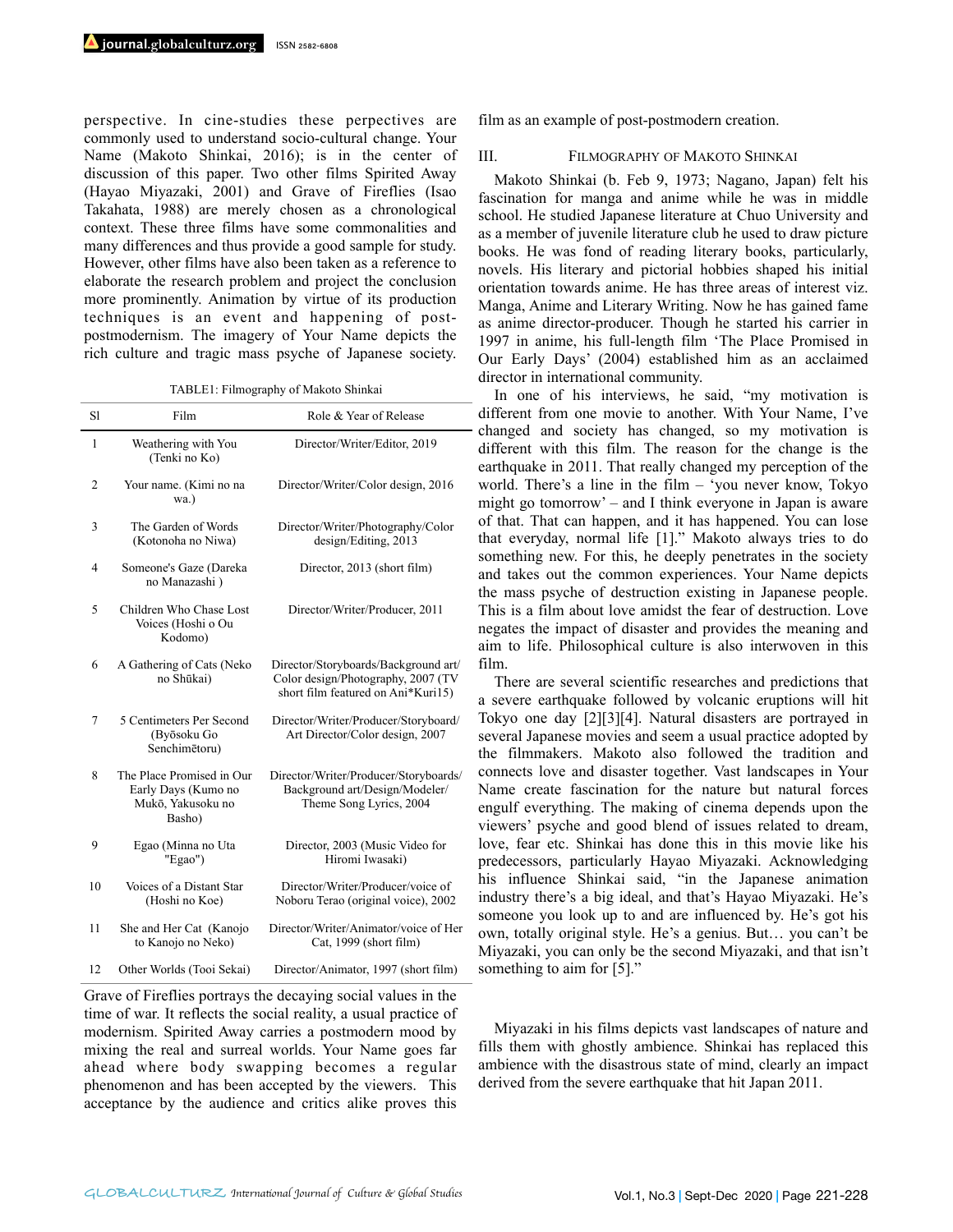perspective. In cine-studies these perpectives are commonly used to understand socio-cultural change. Your Name (Makoto Shinkai, 2016); is in the center of discussion of this paper. Two other films Spirited Away (Hayao Miyazaki, 2001) and Grave of Fireflies (Isao Takahata, 1988) are merely chosen as a chronological context. These three films have some commonalities and many differences and thus provide a good sample for study. However, other films have also been taken as a reference to elaborate the research problem and project the conclusion more prominently. Animation by virtue of its production techniques is an event and happening of post-postmodernism. The imagery of Your Name depicts the rich culture and tragic mass psyche of Japanese society.

TABLE1: Filmography of Makoto Shinkai

| Sl | Film | Role & Year of Release |
|---|---|---|
| 1 | Weathering with You (Tenki no Ko) | Director/Writer/Editor, 2019 |
| 2 | Your name. (Kimi no na wa.) | Director/Writer/Color design, 2016 |
| 3 | The Garden of Words (Kotonoha no Niwa) | Director/Writer/Photography/Color design/Editing, 2013 |
| 4 | Someone's Gaze (Dareka no Manazashi ) | Director, 2013 (short film) |
| 5 | Children Who Chase Lost Voices (Hoshi o Ou Kodomo) | Director/Writer/Producer, 2011 |
| 6 | A Gathering of Cats (Neko no Shūkai) | Director/Storyboards/Background art/Color design/Photography, 2007 (TV short film featured on Ani*Kuri15) |
| 7 | 5 Centimeters Per Second (Byōsoku Go Senchimētoru) | Director/Writer/Producer/Storyboard/Art Director/Color design, 2007 |
| 8 | The Place Promised in Our Early Days (Kumo no Mukō, Yakusoku no Basho) | Director/Writer/Producer/Storyboards/Background art/Design/Modeler/Theme Song Lyrics, 2004 |
| 9 | Egao (Minna no Uta "Egao") | Director, 2003 (Music Video for Hiromi Iwasaki) |
| 10 | Voices of a Distant Star (Hoshi no Koe) | Director/Writer/Producer/voice of Noboru Terao (original voice), 2002 |
| 11 | She and Her Cat (Kanojo to Kanojo no Neko) | Director/Writer/Animator/voice of Her Cat, 1999 (short film) |
| 12 | Other Worlds (Tooi Sekai) | Director/Animator, 1997 (short film) |

Grave of Fireflies portrays the decaying social values in the time of war. It reflects the social reality, a usual practice of modernism. Spirited Away carries a postmodern mood by mixing the real and surreal worlds. Your Name goes far ahead where body swapping becomes a regular phenomenon and has been accepted by the viewers. This acceptance by the audience and critics alike proves this film as an example of post-postmodern creation.

## III. Filmography of Makoto Shinkai

Makoto Shinkai (b. Feb 9, 1973; Nagano, Japan) felt his fascination for manga and anime while he was in middle school. He studied Japanese literature at Chuo University and as a member of juvenile literature club he used to draw picture books. He was fond of reading literary books, particularly, novels. His literary and pictorial hobbies shaped his initial orientation towards anime. He has three areas of interest viz. Manga, Anime and Literary Writing. Now he has gained fame as anime director-producer. Though he started his carrier in 1997 in anime, his full-length film 'The Place Promised in Our Early Days' (2004) established him as an acclaimed director in international community.

In one of his interviews, he said, "my motivation is different from one movie to another. With Your Name, I've changed and society has changed, so my motivation is different with this film. The reason for the change is the earthquake in 2011. That really changed my perception of the world. There's a line in the film – 'you never know, Tokyo might go tomorrow' – and I think everyone in Japan is aware of that. That can happen, and it has happened. You can lose that everyday, normal life [1]." Makoto always tries to do something new. For this, he deeply penetrates in the society and takes out the common experiences. Your Name depicts the mass psyche of destruction existing in Japanese people. This is a film about love amidst the fear of destruction. Love negates the impact of disaster and provides the meaning and aim to life. Philosophical culture is also interwoven in this film.

There are several scientific researches and predictions that a severe earthquake followed by volcanic eruptions will hit Tokyo one day [2][3][4]. Natural disasters are portrayed in several Japanese movies and seem a usual practice adopted by the filmmakers. Makoto also followed the tradition and connects love and disaster together. Vast landscapes in Your Name create fascination for the nature but natural forces engulf everything. The making of cinema depends upon the viewers' psyche and good blend of issues related to dream, love, fear etc. Shinkai has done this in this movie like his predecessors, particularly Hayao Miyazaki. Acknowledging his influence Shinkai said, "in the Japanese animation industry there's a big ideal, and that's Hayao Miyazaki. He's someone you look up to and are influenced by. He's got his own, totally original style. He's a genius. But… you can't be Miyazaki, you can only be the second Miyazaki, and that isn't something to aim for [5]."

Miyazaki in his films depicts vast landscapes of nature and fills them with ghostly ambience. Shinkai has replaced this ambience with the disastrous state of mind, clearly an impact derived from the severe earthquake that hit Japan 2011.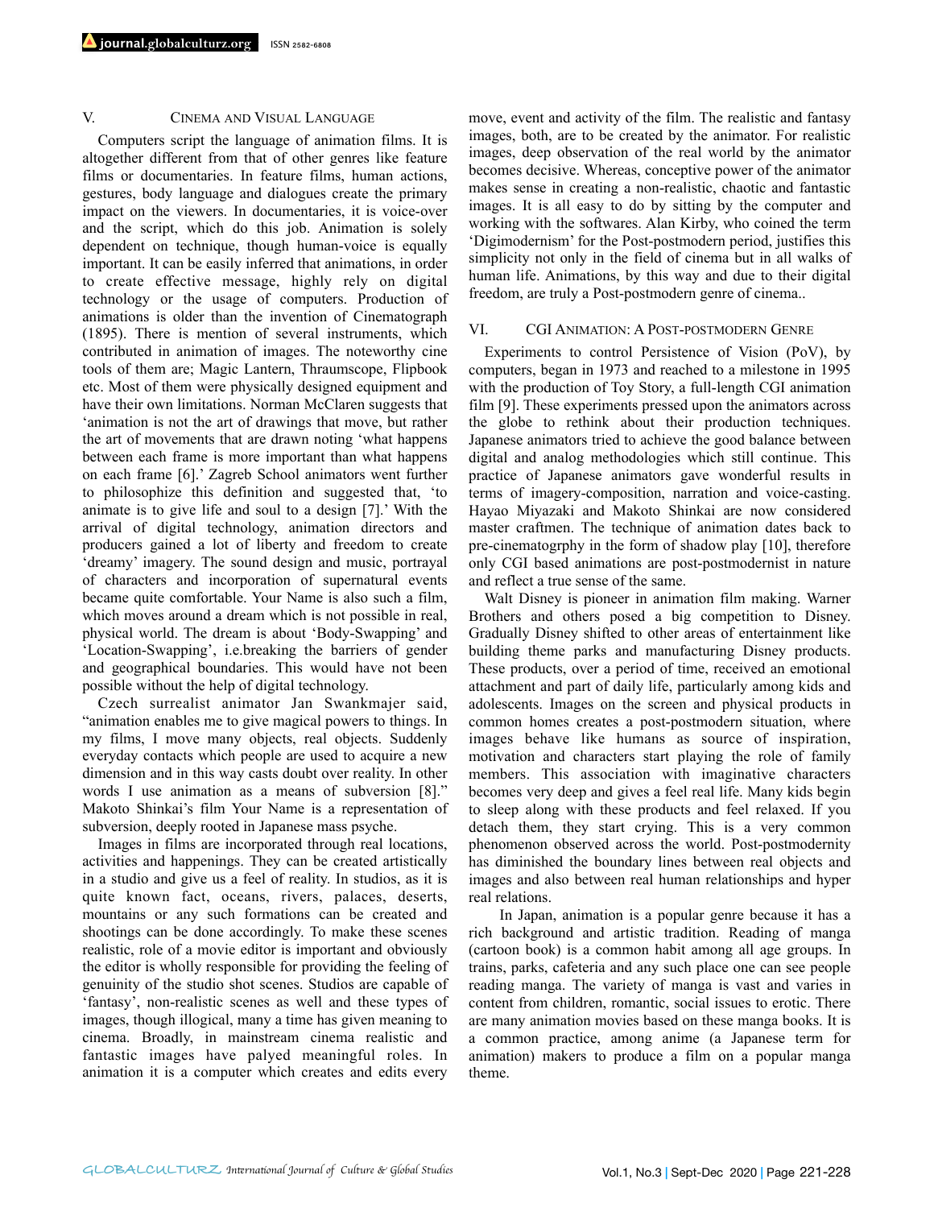## V. Cinema and Visual Language

Computers script the language of animation films. It is altogether different from that of other genres like feature films or documentaries. In feature films, human actions, gestures, body language and dialogues create the primary impact on the viewers. In documentaries, it is voice-over and the script, which do this job. Animation is solely dependent on technique, though human-voice is equally important. It can be easily inferred that animations, in order to create effective message, highly rely on digital technology or the usage of computers. Production of animations is older than the invention of Cinematograph (1895). There is mention of several instruments, which contributed in animation of images. The noteworthy cine tools of them are; Magic Lantern, Thraumscope, Flipbook etc. Most of them were physically designed equipment and have their own limitations. Norman McClaren suggests that 'animation is not the art of drawings that move, but rather the art of movements that are drawn noting 'what happens between each frame is more important than what happens on each frame [6].' Zagreb School animators went further to philosophize this definition and suggested that, 'to animate is to give life and soul to a design [7].' With the arrival of digital technology, animation directors and producers gained a lot of liberty and freedom to create 'dreamy' imagery. The sound design and music, portrayal of characters and incorporation of supernatural events became quite comfortable. Your Name is also such a film, which moves around a dream which is not possible in real, physical world. The dream is about 'Body-Swapping' and 'Location-Swapping', i.e.breaking the barriers of gender and geographical boundaries. This would have not been possible without the help of digital technology.

Czech surrealist animator Jan Swankmajer said, "animation enables me to give magical powers to things. In my films, I move many objects, real objects. Suddenly everyday contacts which people are used to acquire a new dimension and in this way casts doubt over reality. In other words I use animation as a means of subversion [8]." Makoto Shinkai's film Your Name is a representation of subversion, deeply rooted in Japanese mass psyche.

Images in films are incorporated through real locations, activities and happenings. They can be created artistically in a studio and give us a feel of reality. In studios, as it is quite known fact, oceans, rivers, palaces, deserts, mountains or any such formations can be created and shootings can be done accordingly. To make these scenes realistic, role of a movie editor is important and obviously the editor is wholly responsible for providing the feeling of genuinity of the studio shot scenes. Studios are capable of 'fantasy', non-realistic scenes as well and these types of images, though illogical, many a time has given meaning to cinema. Broadly, in mainstream cinema realistic and fantastic images have palyed meaningful roles. In animation it is a computer which creates and edits every move, event and activity of the film. The realistic and fantasy images, both, are to be created by the animator. For realistic images, deep observation of the real world by the animator becomes decisive. Whereas, conceptive power of the animator makes sense in creating a non-realistic, chaotic and fantastic images. It is all easy to do by sitting by the computer and working with the softwares. Alan Kirby, who coined the term 'Digimodernism' for the Post-postmodern period, justifies this simplicity not only in the field of cinema but in all walks of human life. Animations, by this way and due to their digital freedom, are truly a Post-postmodern genre of cinema..

## VI. CGI Animation: A Post-postmodern Genre

Experiments to control Persistence of Vision (PoV), by computers, began in 1973 and reached to a milestone in 1995 with the production of Toy Story, a full-length CGI animation film [9]. These experiments pressed upon the animators across the globe to rethink about their production techniques. Japanese animators tried to achieve the good balance between digital and analog methodologies which still continue. This practice of Japanese animators gave wonderful results in terms of imagery-composition, narration and voice-casting. Hayao Miyazaki and Makoto Shinkai are now considered master craftmen. The technique of animation dates back to pre-cinematogrphy in the form of shadow play [10], therefore only CGI based animations are post-postmodernist in nature and reflect a true sense of the same.

Walt Disney is pioneer in animation film making. Warner Brothers and others posed a big competition to Disney. Gradually Disney shifted to other areas of entertainment like building theme parks and manufacturing Disney products. These products, over a period of time, received an emotional attachment and part of daily life, particularly among kids and adolescents. Images on the screen and physical products in common homes creates a post-postmodern situation, where images behave like humans as source of inspiration, motivation and characters start playing the role of family members. This association with imaginative characters becomes very deep and gives a feel real life. Many kids begin to sleep along with these products and feel relaxed. If you detach them, they start crying. This is a very common phenomenon observed across the world. Post-postmodernity has diminished the boundary lines between real objects and images and also between real human relationships and hyper real relations.

In Japan, animation is a popular genre because it has a rich background and artistic tradition. Reading of manga (cartoon book) is a common habit among all age groups. In trains, parks, cafeteria and any such place one can see people reading manga. The variety of manga is vast and varies in content from children, romantic, social issues to erotic. There are many animation movies based on these manga books. It is a common practice, among anime (a Japanese term for animation) makers to produce a film on a popular manga theme.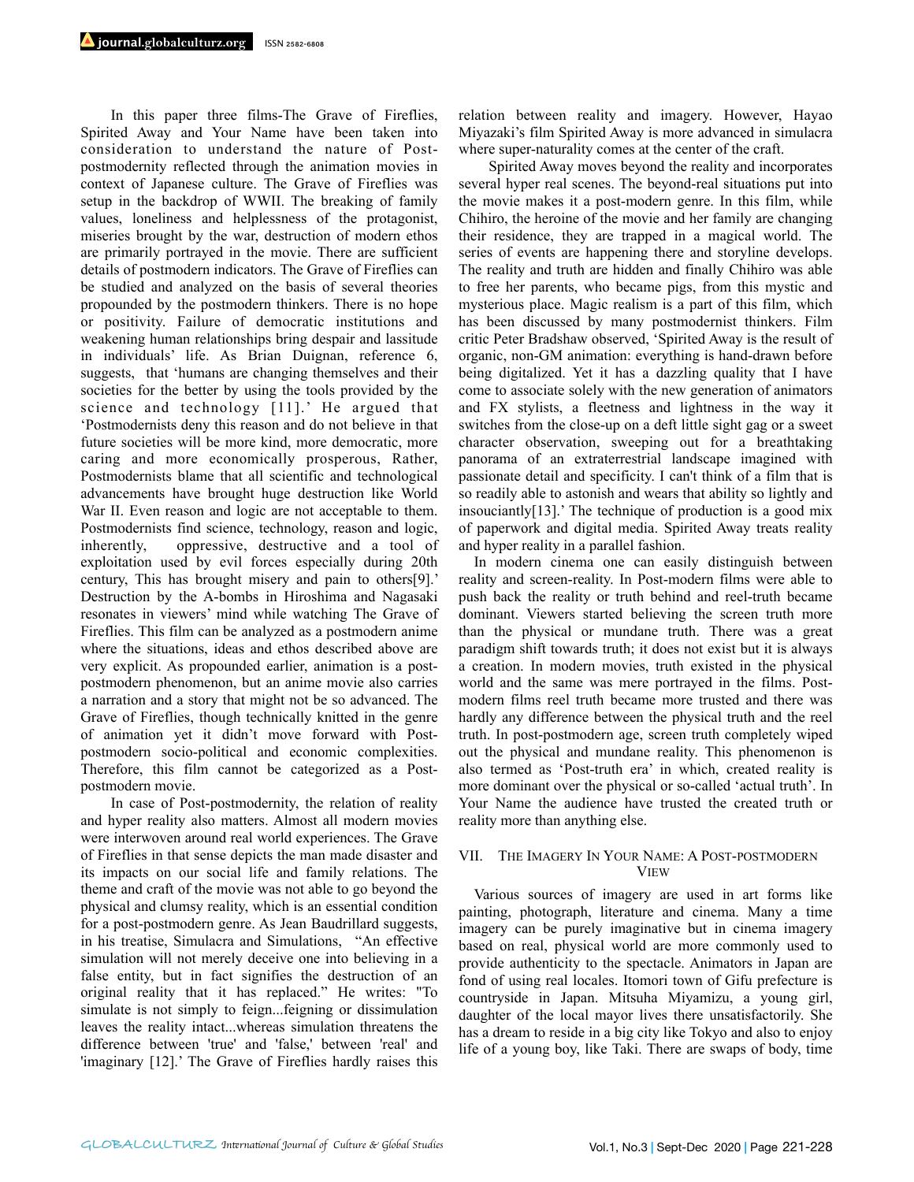In this paper three films-The Grave of Fireflies, Spirited Away and Your Name have been taken into consideration to understand the nature of Post-postmodernity reflected through the animation movies in context of Japanese culture. The Grave of Fireflies was setup in the backdrop of WWII. The breaking of family values, loneliness and helplessness of the protagonist, miseries brought by the war, destruction of modern ethos are primarily portrayed in the movie. There are sufficient details of postmodern indicators. The Grave of Fireflies can be studied and analyzed on the basis of several theories propounded by the postmodern thinkers. There is no hope or positivity. Failure of democratic institutions and weakening human relationships bring despair and lassitude in individuals' life. As Brian Duignan, reference 6, suggests, that 'humans are changing themselves and their societies for the better by using the tools provided by the science and technology [11].' He argued that 'Postmodernists deny this reason and do not believe in that future societies will be more kind, more democratic, more caring and more economically prosperous, Rather, Postmodernists blame that all scientific and technological advancements have brought huge destruction like World War II. Even reason and logic are not acceptable to them. Postmodernists find science, technology, reason and logic, inherently, oppressive, destructive and a tool of exploitation used by evil forces especially during 20th century, This has brought misery and pain to others[9].' Destruction by the A-bombs in Hiroshima and Nagasaki resonates in viewers' mind while watching The Grave of Fireflies. This film can be analyzed as a postmodern anime where the situations, ideas and ethos described above are very explicit. As propounded earlier, animation is a post-postmodern phenomenon, but an anime movie also carries a narration and a story that might not be so advanced. The Grave of Fireflies, though technically knitted in the genre of animation yet it didn't move forward with Post-postmodern socio-political and economic complexities. Therefore, this film cannot be categorized as a Post-postmodern movie.

In case of Post-postmodernity, the relation of reality and hyper reality also matters. Almost all modern movies were interwoven around real world experiences. The Grave of Fireflies in that sense depicts the man made disaster and its impacts on our social life and family relations. The theme and craft of the movie was not able to go beyond the physical and clumsy reality, which is an essential condition for a post-postmodern genre. As Jean Baudrillard suggests, in his treatise, Simulacra and Simulations, "An effective simulation will not merely deceive one into believing in a false entity, but in fact signifies the destruction of an original reality that it has replaced." He writes: "To simulate is not simply to feign...feigning or dissimulation leaves the reality intact...whereas simulation threatens the difference between 'true' and 'false,' between 'real' and 'imaginary [12].' The Grave of Fireflies hardly raises this relation between reality and imagery. However, Hayao Miyazaki's film Spirited Away is more advanced in simulacra where super-naturality comes at the center of the craft.

Spirited Away moves beyond the reality and incorporates several hyper real scenes. The beyond-real situations put into the movie makes it a post-modern genre. In this film, while Chihiro, the heroine of the movie and her family are changing their residence, they are trapped in a magical world. The series of events are happening there and storyline develops. The reality and truth are hidden and finally Chihiro was able to free her parents, who became pigs, from this mystic and mysterious place. Magic realism is a part of this film, which has been discussed by many postmodernist thinkers. Film critic Peter Bradshaw observed, 'Spirited Away is the result of organic, non-GM animation: everything is hand-drawn before being digitalized. Yet it has a dazzling quality that I have come to associate solely with the new generation of animators and FX stylists, a fleetness and lightness in the way it switches from the close-up on a deft little sight gag or a sweet character observation, sweeping out for a breathtaking panorama of an extraterrestrial landscape imagined with passionate detail and specificity. I can't think of a film that is so readily able to astonish and wears that ability so lightly and insouciantly[13].' The technique of production is a good mix of paperwork and digital media. Spirited Away treats reality and hyper reality in a parallel fashion.

In modern cinema one can easily distinguish between reality and screen-reality. In Post-modern films were able to push back the reality or truth behind and reel-truth became dominant. Viewers started believing the screen truth more than the physical or mundane truth. There was a great paradigm shift towards truth; it does not exist but it is always a creation. In modern movies, truth existed in the physical world and the same was mere portrayed in the films. Post-modern films reel truth became more trusted and there was hardly any difference between the physical truth and the reel truth. In post-postmodern age, screen truth completely wiped out the physical and mundane reality. This phenomenon is also termed as 'Post-truth era' in which, created reality is more dominant over the physical or so-called 'actual truth'. In Your Name the audience have trusted the created truth or reality more than anything else.

## VII. The Imagery In Your Name: A Post-postmodern View

Various sources of imagery are used in art forms like painting, photograph, literature and cinema. Many a time imagery can be purely imaginative but in cinema imagery based on real, physical world are more commonly used to provide authenticity to the spectacle. Animators in Japan are fond of using real locales. Itomori town of Gifu prefecture is countryside in Japan. Mitsuha Miyamizu, a young girl, daughter of the local mayor lives there unsatisfactorily. She has a dream to reside in a big city like Tokyo and also to enjoy life of a young boy, like Taki. There are swaps of body, time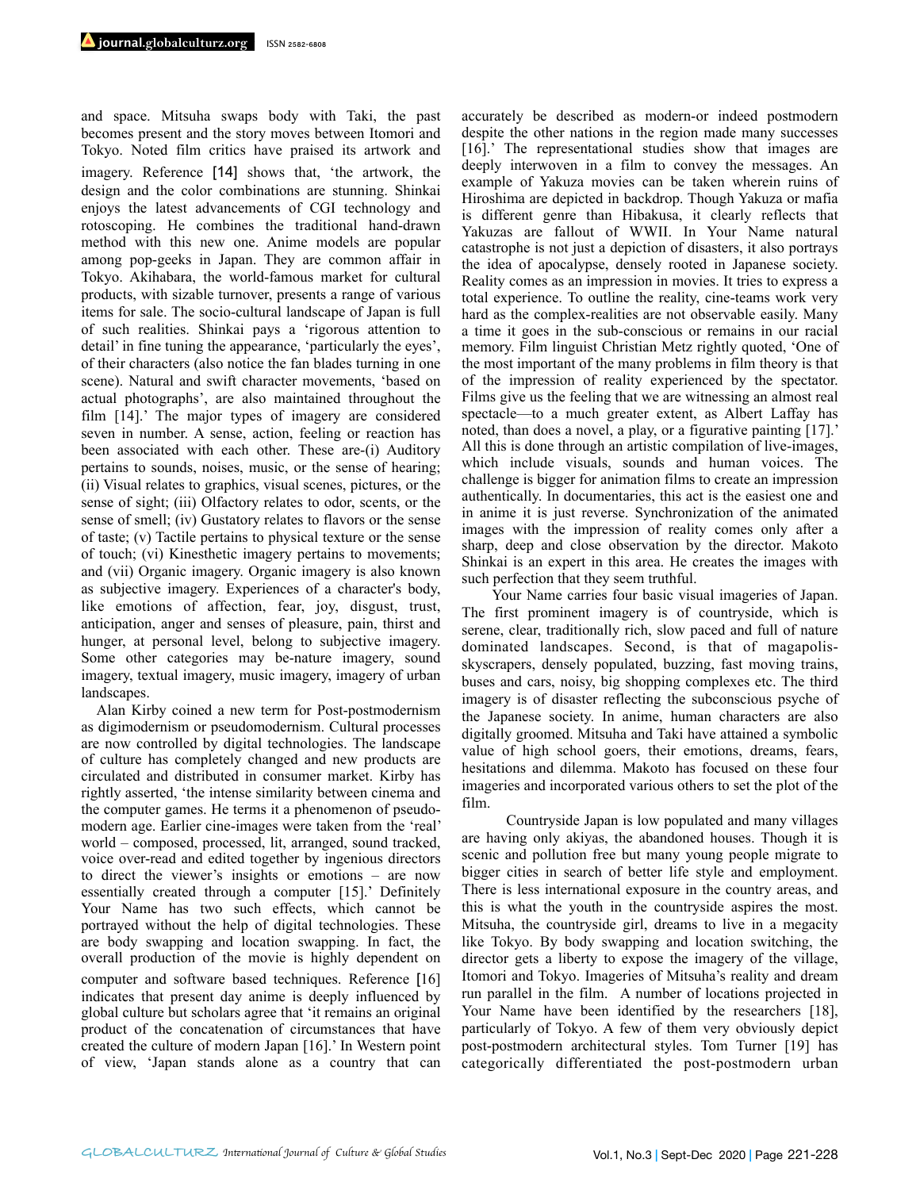and space. Mitsuha swaps body with Taki, the past becomes present and the story moves between Itomori and Tokyo. Noted film critics have praised its artwork and imagery. Reference [14] shows that, 'the artwork, the design and the color combinations are stunning. Shinkai enjoys the latest advancements of CGI technology and rotoscoping. He combines the traditional hand-drawn method with this new one. Anime models are popular among pop-geeks in Japan. They are common affair in Tokyo. Akihabara, the world-famous market for cultural products, with sizable turnover, presents a range of various items for sale. The socio-cultural landscape of Japan is full of such realities. Shinkai pays a 'rigorous attention to detail' in fine tuning the appearance, 'particularly the eyes', of their characters (also notice the fan blades turning in one scene). Natural and swift character movements, 'based on actual photographs', are also maintained throughout the film [14].' The major types of imagery are considered seven in number. A sense, action, feeling or reaction has been associated with each other. These are-(i) Auditory pertains to sounds, noises, music, or the sense of hearing; (ii) Visual relates to graphics, visual scenes, pictures, or the sense of sight; (iii) Olfactory relates to odor, scents, or the sense of smell; (iv) Gustatory relates to flavors or the sense of taste; (v) Tactile pertains to physical texture or the sense of touch; (vi) Kinesthetic imagery pertains to movements; and (vii) Organic imagery. Organic imagery is also known as subjective imagery. Experiences of a character's body, like emotions of affection, fear, joy, disgust, trust, anticipation, anger and senses of pleasure, pain, thirst and hunger, at personal level, belong to subjective imagery. Some other categories may be-nature imagery, sound imagery, textual imagery, music imagery, imagery of urban landscapes.

Alan Kirby coined a new term for Post-postmodernism as digimodernism or pseudomodernism. Cultural processes are now controlled by digital technologies. The landscape of culture has completely changed and new products are circulated and distributed in consumer market. Kirby has rightly asserted, 'the intense similarity between cinema and the computer games. He terms it a phenomenon of pseudo-modern age. Earlier cine-images were taken from the 'real' world – composed, processed, lit, arranged, sound tracked, voice over-read and edited together by ingenious directors to direct the viewer's insights or emotions – are now essentially created through a computer [15].' Definitely Your Name has two such effects, which cannot be portrayed without the help of digital technologies. These are body swapping and location swapping. In fact, the overall production of the movie is highly dependent on computer and software based techniques. Reference [16] indicates that present day anime is deeply influenced by global culture but scholars agree that 'it remains an original product of the concatenation of circumstances that have created the culture of modern Japan [16].' In Western point of view, 'Japan stands alone as a country that can accurately be described as modern-or indeed postmodern despite the other nations in the region made many successes [16].' The representational studies show that images are deeply interwoven in a film to convey the messages. An example of Yakuza movies can be taken wherein ruins of Hiroshima are depicted in backdrop. Though Yakuza or mafia is different genre than Hibakusa, it clearly reflects that Yakuzas are fallout of WWII. In Your Name natural catastrophe is not just a depiction of disasters, it also portrays the idea of apocalypse, densely rooted in Japanese society. Reality comes as an impression in movies. It tries to express a total experience. To outline the reality, cine-teams work very hard as the complex-realities are not observable easily. Many a time it goes in the sub-conscious or remains in our racial memory. Film linguist Christian Metz rightly quoted, 'One of the most important of the many problems in film theory is that of the impression of reality experienced by the spectator. Films give us the feeling that we are witnessing an almost real spectacle—to a much greater extent, as Albert Laffay has noted, than does a novel, a play, or a figurative painting [17].' All this is done through an artistic compilation of live-images, which include visuals, sounds and human voices. The challenge is bigger for animation films to create an impression authentically. In documentaries, this act is the easiest one and in anime it is just reverse. Synchronization of the animated images with the impression of reality comes only after a sharp, deep and close observation by the director. Makoto Shinkai is an expert in this area. He creates the images with such perfection that they seem truthful.

Your Name carries four basic visual imageries of Japan. The first prominent imagery is of countryside, which is serene, clear, traditionally rich, slow paced and full of nature dominated landscapes. Second, is that of magapolis-skyscrapers, densely populated, buzzing, fast moving trains, buses and cars, noisy, big shopping complexes etc. The third imagery is of disaster reflecting the subconscious psyche of the Japanese society. In anime, human characters are also digitally groomed. Mitsuha and Taki have attained a symbolic value of high school goers, their emotions, dreams, fears, hesitations and dilemma. Makoto has focused on these four imageries and incorporated various others to set the plot of the film.

Countryside Japan is low populated and many villages are having only akiyas, the abandoned houses. Though it is scenic and pollution free but many young people migrate to bigger cities in search of better life style and employment. There is less international exposure in the country areas, and this is what the youth in the countryside aspires the most. Mitsuha, the countryside girl, dreams to live in a megacity like Tokyo. By body swapping and location switching, the director gets a liberty to expose the imagery of the village, Itomori and Tokyo. Imageries of Mitsuha's reality and dream run parallel in the film. A number of locations projected in Your Name have been identified by the researchers [18], particularly of Tokyo. A few of them very obviously depict post-postmodern architectural styles. Tom Turner [19] has categorically differentiated the post-postmodern urban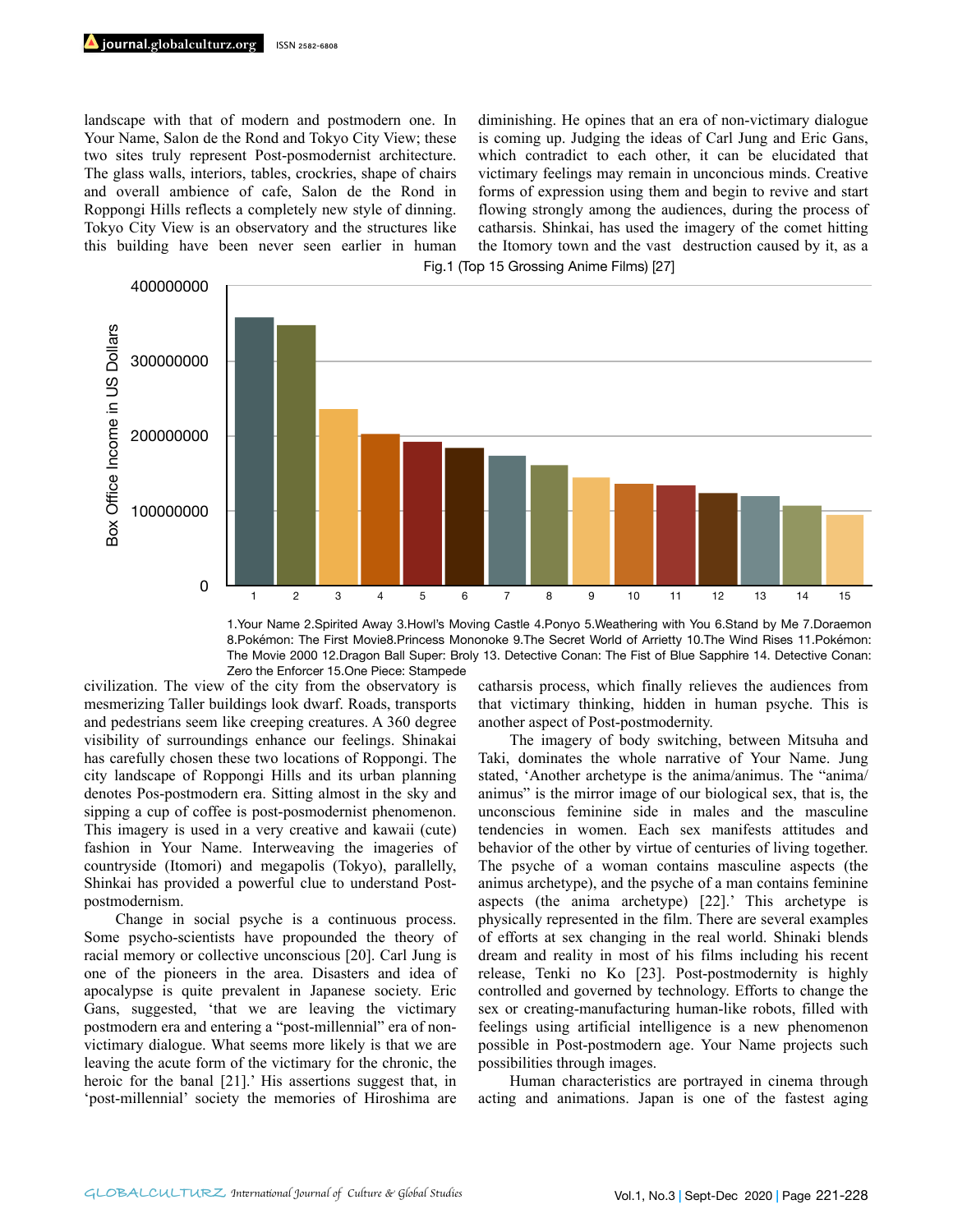landscape with that of modern and postmodern one. In Your Name, Salon de the Rond and Tokyo City View; these two sites truly represent Post-posmodernist architecture. The glass walls, interiors, tables, crockries, shape of chairs and overall ambience of cafe, Salon de the Rond in Roppongi Hills reflects a completely new style of dinning. Tokyo City View is an observatory and the structures like this building have been never seen earlier in human civilization. The view of the city from the observatory is mesmerizing Taller buildings look dwarf. Roads, transports and pedestrians seem like creeping creatures. A 360 degree visibility of surroundings enhance our feelings. Shinakai has carefully chosen these two locations of Roppongi. The city landscape of Roppongi Hills and its urban planning denotes Pos-postmodern era. Sitting almost in the sky and sipping a cup of coffee is post-posmodernist phenomenon. This imagery is used in a very creative and kawaii (cute) fashion in Your Name. Interweaving the imageries of countryside (Itomori) and megapolis (Tokyo), parallelly, Shinkai has provided a powerful clue to understand Post-postmodernism.

Change in social psyche is a continuous process. Some psycho-scientists have propounded the theory of racial memory or collective unconscious [20]. Carl Jung is one of the pioneers in the area. Disasters and idea of apocalypse is quite prevalent in Japanese society. Eric Gans, suggested, 'that we are leaving the victimary postmodern era and entering a "post-millennial" era of non-victimary dialogue. What seems more likely is that we are leaving the acute form of the victimary for the chronic, the heroic for the banal [21].' His assertions suggest that, in 'post-millennial' society the memories of Hiroshima are diminishing. He opines that an era of non-victimary dialogue is coming up. Judging the ideas of Carl Jung and Eric Gans, which contradict to each other, it can be elucidated that victimary feelings may remain in unconcious minds. Creative forms of expression using them and begin to revive and start flowing strongly among the audiences, during the process of catharsis. Shinkai, has used the imagery of the comet hitting the Itomory town and the vast destruction caused by it, as a catharsis process, which finally relieves the audiences from that victimary thinking, hidden in human psyche. This is another aspect of Post-postmodernity.

Fig.1 (Top 15 Grossing Anime Films) [27]

1.Your Name 2.Spirited Away 3.Howl's Moving Castle 4.Ponyo 5.Weathering with You 6.Stand by Me 7.Doraemon 8.Pokémon: The First Movie8.Princess Mononoke 9.The Secret World of Arrietty 10.The Wind Rises 11.Pokémon: The Movie 2000 12.Dragon Ball Super: Broly 13. Detective Conan: The Fist of Blue Sapphire 14. Detective Conan: Zero the Enforcer 15.One Piece: Stampede

The imagery of body switching, between Mitsuha and Taki, dominates the whole narrative of Your Name. Jung stated, 'Another archetype is the anima/animus. The "anima/animus" is the mirror image of our biological sex, that is, the unconscious feminine side in males and the masculine tendencies in women. Each sex manifests attitudes and behavior of the other by virtue of centuries of living together. The psyche of a woman contains masculine aspects (the animus archetype), and the psyche of a man contains feminine aspects (the anima archetype) [22].' This archetype is physically represented in the film. There are several examples of efforts at sex changing in the real world. Shinaki blends dream and reality in most of his films including his recent release, Tenki no Ko [23]. Post-postmodernity is highly controlled and governed by technology. Efforts to change the sex or creating-manufacturing human-like robots, filled with feelings using artificial intelligence is a new phenomenon possible in Post-postmodern age. Your Name projects such possibilities through images.

Human characteristics are portrayed in cinema through acting and animations. Japan is one of the fastest aging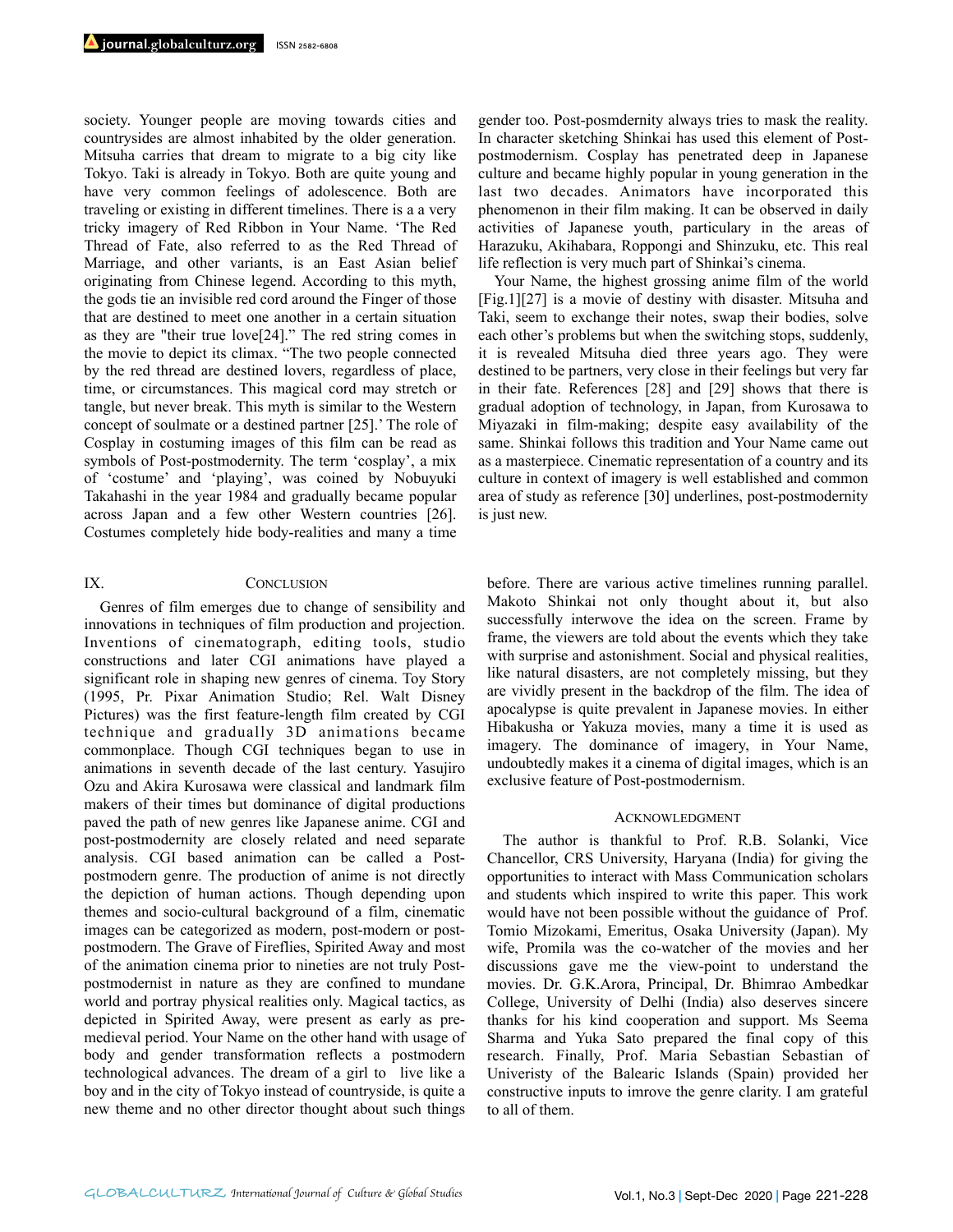society. Younger people are moving towards cities and countrysides are almost inhabited by the older generation. Mitsuha carries that dream to migrate to a big city like Tokyo. Taki is already in Tokyo. Both are quite young and have very common feelings of adolescence. Both are traveling or existing in different timelines. There is a a very tricky imagery of Red Ribbon in Your Name. 'The Red Thread of Fate, also referred to as the Red Thread of Marriage, and other variants, is an East Asian belief originating from Chinese legend. According to this myth, the gods tie an invisible red cord around the Finger of those that are destined to meet one another in a certain situation as they are "their true love[24]." The red string comes in the movie to depict its climax. "The two people connected by the red thread are destined lovers, regardless of place, time, or circumstances. This magical cord may stretch or tangle, but never break. This myth is similar to the Western concept of soulmate or a destined partner [25].' The role of Cosplay in costuming images of this film can be read as symbols of Post-postmodernity. The term 'cosplay', a mix of 'costume' and 'playing', was coined by Nobuyuki Takahashi in the year 1984 and gradually became popular across Japan and a few other Western countries [26]. Costumes completely hide body-realities and many a time gender too. Post-posmdernity always tries to mask the reality. In character sketching Shinkai has used this element of Post-postmodernism. Cosplay has penetrated deep in Japanese culture and became highly popular in young generation in the last two decades. Animators have incorporated this phenomenon in their film making. It can be observed in daily activities of Japanese youth, particulary in the areas of Harazuku, Akihabara, Roppongi and Shinzuku, etc. This real life reflection is very much part of Shinkai's cinema.

Your Name, the highest grossing anime film of the world [Fig.1][27] is a movie of destiny with disaster. Mitsuha and Taki, seem to exchange their notes, swap their bodies, solve each other's problems but when the switching stops, suddenly, it is revealed Mitsuha died three years ago. They were destined to be partners, very close in their feelings but very far in their fate. References [28] and [29] shows that there is gradual adoption of technology, in Japan, from Kurosawa to Miyazaki in film-making; despite easy availability of the same. Shinkai follows this tradition and Your Name came out as a masterpiece. Cinematic representation of a country and its culture in context of imagery is well established and common area of study as reference [30] underlines, post-postmodernity is just new.

## IX. Conclusion

Genres of film emerges due to change of sensibility and innovations in techniques of film production and projection. Inventions of cinematograph, editing tools, studio constructions and later CGI animations have played a significant role in shaping new genres of cinema. Toy Story (1995, Pr. Pixar Animation Studio; Rel. Walt Disney Pictures) was the first feature-length film created by CGI technique and gradually 3D animations became commonplace. Though CGI techniques began to use in animations in seventh decade of the last century. Yasujiro Ozu and Akira Kurosawa were classical and landmark film makers of their times but dominance of digital productions paved the path of new genres like Japanese anime. CGI and post-postmodernity are closely related and need separate analysis. CGI based animation can be called a Post-postmodern genre. The production of anime is not directly the depiction of human actions. Though depending upon themes and socio-cultural background of a film, cinematic images can be categorized as modern, post-modern or post-postmodern. The Grave of Fireflies, Spirited Away and most of the animation cinema prior to nineties are not truly Post-postmodernist in nature as they are confined to mundane world and portray physical realities only. Magical tactics, as depicted in Spirited Away, were present as early as pre-medieval period. Your Name on the other hand with usage of body and gender transformation reflects a postmodern technological advances. The dream of a girl to live like a boy and in the city of Tokyo instead of countryside, is quite a new theme and no other director thought about such things before. There are various active timelines running parallel. Makoto Shinkai not only thought about it, but also successfully interwove the idea on the screen. Frame by frame, the viewers are told about the events which they take with surprise and astonishment. Social and physical realities, like natural disasters, are not completely missing, but they are vividly present in the backdrop of the film. The idea of apocalypse is quite prevalent in Japanese movies. In either Hibakusha or Yakuza movies, many a time it is used as imagery. The dominance of imagery, in Your Name, undoubtedly makes it a cinema of digital images, which is an exclusive feature of Post-postmodernism.

## Acknowledgment

The author is thankful to Prof. R.B. Solanki, Vice Chancellor, CRS University, Haryana (India) for giving the opportunities to interact with Mass Communication scholars and students which inspired to write this paper. This work would have not been possible without the guidance of Prof. Tomio Mizokami, Emeritus, Osaka University (Japan). My wife, Promila was the co-watcher of the movies and her discussions gave me the view-point to understand the movies. Dr. G.K.Arora, Principal, Dr. Bhimrao Ambedkar College, University of Delhi (India) also deserves sincere thanks for his kind cooperation and support. Ms Seema Sharma and Yuka Sato prepared the final copy of this research. Finally, Prof. Maria Sebastian Sebastian of Univeristy of the Balearic Islands (Spain) provided her constructive inputs to imrove the genre clarity. I am grateful to all of them.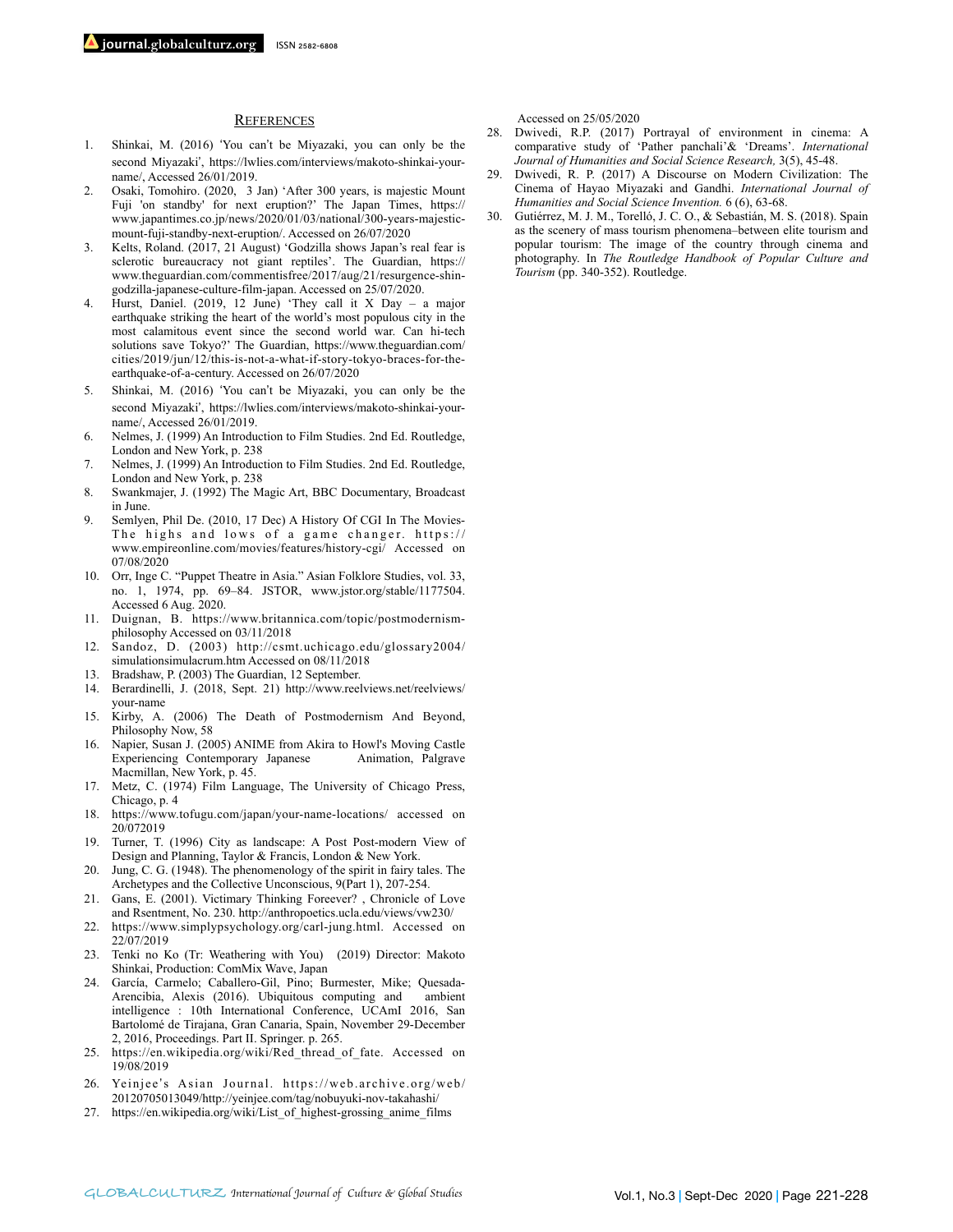## References

1. Shinkai, M. (2016) 'You can't be Miyazaki, you can only be the second Miyazaki', https://lwlies.com/interviews/makoto-shinkai-your-name/, Accessed 26/01/2019.
2. Osaki, Tomohiro. (2020, 3 Jan) 'After 300 years, is majestic Mount Fuji 'on standby' for next eruption?' The Japan Times, https://www.japantimes.co.jp/news/2020/01/03/national/300-years-majestic-mount-fuji-standby-next-eruption/. Accessed on 26/07/2020
3. Kelts, Roland. (2017, 21 August) 'Godzilla shows Japan's real fear is sclerotic bureaucracy not giant reptiles'. The Guardian, https://www.theguardian.com/commentisfree/2017/aug/21/resurgence-shin-godzilla-japanese-culture-film-japan. Accessed on 25/07/2020.
4. Hurst, Daniel. (2019, 12 June) 'They call it X Day – a major earthquake striking the heart of the world's most populous city in the most calamitous event since the second world war. Can hi-tech solutions save Tokyo?' The Guardian, https://www.theguardian.com/cities/2019/jun/12/this-is-not-a-what-if-story-tokyo-braces-for-the-earthquake-of-a-century. Accessed on 26/07/2020
5. Shinkai, M. (2016) 'You can't be Miyazaki, you can only be the second Miyazaki', https://lwlies.com/interviews/makoto-shinkai-your-name/, Accessed 26/01/2019.
6. Nelmes, J. (1999) An Introduction to Film Studies. 2nd Ed. Routledge, London and New York, p. 238
7. Nelmes, J. (1999) An Introduction to Film Studies. 2nd Ed. Routledge, London and New York, p. 238
8. Swankmajer, J. (1992) The Magic Art, BBC Documentary, Broadcast in June.
9. Semlyen, Phil De. (2010, 17 Dec) A History Of CGI In The Movies- The highs and lows of a game changer. https://www.empireonline.com/movies/features/history-cgi/ Accessed on 07/08/2020
10. Orr, Inge C. "Puppet Theatre in Asia." Asian Folklore Studies, vol. 33, no. 1, 1974, pp. 69–84. JSTOR, www.jstor.org/stable/1177504. Accessed 6 Aug. 2020.
11. Duignan, B. https://www.britannica.com/topic/postmodernism-philosophy Accessed on 03/11/2018
12. Sandoz, D. (2003) http://csmt.uchicago.edu/glossary2004/simulationsimulacrum.htm Accessed on 08/11/2018
13. Bradshaw, P. (2003) The Guardian, 12 September.
14. Berardinelli, J. (2018, Sept. 21) http://www.reelviews.net/reelviews/your-name
15. Kirby, A. (2006) The Death of Postmodernism And Beyond, Philosophy Now, 58
16. Napier, Susan J. (2005) ANIME from Akira to Howl's Moving Castle Experiencing Contemporary Japanese Animation, Palgrave Macmillan, New York, p. 45.
17. Metz, C. (1974) Film Language, The University of Chicago Press, Chicago, p. 4
18. https://www.tofugu.com/japan/your-name-locations/ accessed on 20/072019
19. Turner, T. (1996) City as landscape: A Post Post-modern View of Design and Planning, Taylor & Francis, London & New York.
20. Jung, C. G. (1948). The phenomenology of the spirit in fairy tales. The Archetypes and the Collective Unconscious, 9(Part 1), 207-254.
21. Gans, E. (2001). Victimary Thinking Foreever? , Chronicle of Love and Rsentment, No. 230. http://anthropoetics.ucla.edu/views/vw230/
22. https://www.simplypsychology.org/carl-jung.html. Accessed on 22/07/2019
23. Tenki no Ko (Tr: Weathering with You) (2019) Director: Makoto Shinkai, Production: ComMix Wave, Japan
24. García, Carmelo; Caballero-Gil, Pino; Burmester, Mike; Quesada-Arencibia, Alexis (2016). Ubiquitous computing and ambient intelligence : 10th International Conference, UCAmI 2016, San Bartolomé de Tirajana, Gran Canaria, Spain, November 29-December 2, 2016, Proceedings. Part II. Springer. p. 265.
25. https://en.wikipedia.org/wiki/Red_thread_of_fate. Accessed on 19/08/2019
26. Yeinjee's Asian Journal. https://web.archive.org/web/20120705013049/http://yeinjee.com/tag/nobuyuki-nov-takahashi/
27. https://en.wikipedia.org/wiki/List_of_highest-grossing_anime_films Accessed on 25/05/2020
28. Dwivedi, R.P. (2017) Portrayal of environment in cinema: A comparative study of 'Pather panchali'& 'Dreams'. *International Journal of Humanities and Social Science Research,* 3(5), 45-48.
29. Dwivedi, R. P. (2017) A Discourse on Modern Civilization: The Cinema of Hayao Miyazaki and Gandhi. *International Journal of Humanities and Social Science Invention.* 6 (6), 63-68.
30. Gutiérrez, M. J. M., Torelló, J. C. O., & Sebastián, M. S. (2018). Spain as the scenery of mass tourism phenomena–between elite tourism and popular tourism: The image of the country through cinema and photography. In *The Routledge Handbook of Popular Culture and Tourism* (pp. 340-352). Routledge.